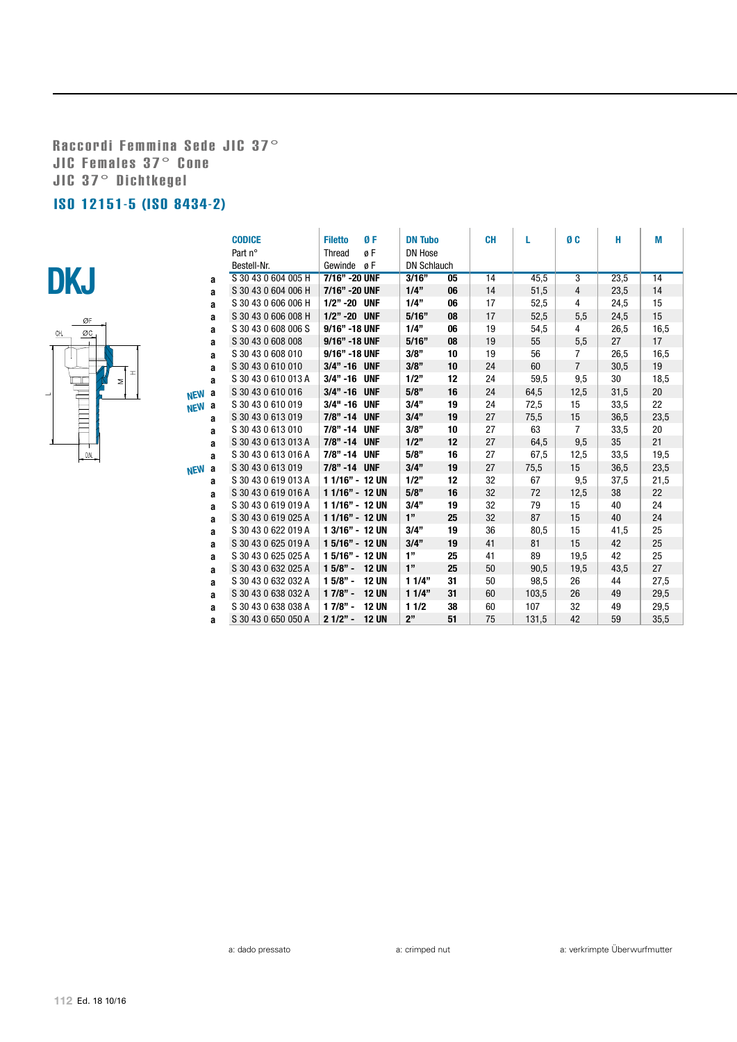# Raccordi Femmina Sede JIC 37°
# JIC Females 37° Cone
# JIC 37° Dichtkegel

## ISO 12151-5 (ISO 8434-2)

**DKJ**

| | | CODICE Part n° Bestell-Nr. | Filetto Thread Gewinde | Ø F ø F ø F | DN Tubo DN Hose DN Schlauch | | CH | L | Ø C | H | M |
|---|---|---|---|---|---|---|---|---|---|---|---|
| | a | S 30 43 0 604 005 H | 7/16" -20 | UNF | 3/16" | 05 | 14 | 45,5 | 3 | 23,5 | 14 |
| | a | S 30 43 0 604 006 H | 7/16" -20 | UNF | 1/4" | 06 | 14 | 51,5 | 4 | 23,5 | 14 |
| | a | S 30 43 0 606 006 H | 1/2" -20 | UNF | 1/4" | 06 | 17 | 52,5 | 4 | 24,5 | 15 |
| | a | S 30 43 0 606 008 H | 1/2" -20 | UNF | 5/16" | 08 | 17 | 52,5 | 5,5 | 24,5 | 15 |
| | a | S 30 43 0 608 006 S | 9/16" -18 | UNF | 1/4" | 06 | 19 | 54,5 | 4 | 26,5 | 16,5 |
| | a | S 30 43 0 608 008 | 9/16" -18 | UNF | 5/16" | 08 | 19 | 55 | 5,5 | 27 | 17 |
| | a | S 30 43 0 608 010 | 9/16" -18 | UNF | 3/8" | 10 | 19 | 56 | 7 | 26,5 | 16,5 |
| | a | S 30 43 0 610 010 | 3/4" -16 | UNF | 3/8" | 10 | 24 | 60 | 7 | 30,5 | 19 |
| | a | S 30 43 0 610 013 A | 3/4" -16 | UNF | 1/2" | 12 | 24 | 59,5 | 9,5 | 30 | 18,5 |
| NEW | a | S 30 43 0 610 016 | 3/4" -16 | UNF | 5/8" | 16 | 24 | 64,5 | 12,5 | 31,5 | 20 |
| NEW | a | S 30 43 0 610 019 | 3/4" -16 | UNF | 3/4" | 19 | 24 | 72,5 | 15 | 33,5 | 22 |
| | a | S 30 43 0 613 019 | 7/8" -14 | UNF | 3/4" | 19 | 27 | 75,5 | 15 | 36,5 | 23,5 |
| | a | S 30 43 0 613 010 | 7/8" -14 | UNF | 3/8" | 10 | 27 | 63 | 7 | 33,5 | 20 |
| | a | S 30 43 0 613 013 A | 7/8" -14 | UNF | 1/2" | 12 | 27 | 64,5 | 9,5 | 35 | 21 |
| | a | S 30 43 0 613 016 A | 7/8" -14 | UNF | 5/8" | 16 | 27 | 67,5 | 12,5 | 33,5 | 19,5 |
| NEW | a | S 30 43 0 613 019 | 7/8" -14 | UNF | 3/4" | 19 | 27 | 75,5 | 15 | 36,5 | 23,5 |
| | a | S 30 43 0 619 013 A | 1 1/16" - | 12 UN | 1/2" | 12 | 32 | 67 | 9,5 | 37,5 | 21,5 |
| | a | S 30 43 0 619 016 A | 1 1/16" - | 12 UN | 5/8" | 16 | 32 | 72 | 12,5 | 38 | 22 |
| | a | S 30 43 0 619 019 A | 1 1/16" - | 12 UN | 3/4" | 19 | 32 | 79 | 15 | 40 | 24 |
| | a | S 30 43 0 619 025 A | 1 1/16" - | 12 UN | 1" | 25 | 32 | 87 | 15 | 40 | 24 |
| | a | S 30 43 0 622 019 A | 1 3/16" - | 12 UN | 3/4" | 19 | 36 | 80,5 | 15 | 41,5 | 25 |
| | a | S 30 43 0 625 019 A | 1 5/16" - | 12 UN | 3/4" | 19 | 41 | 81 | 15 | 42 | 25 |
| | a | S 30 43 0 625 025 A | 1 5/16" - | 12 UN | 1" | 25 | 41 | 89 | 19,5 | 42 | 25 |
| | a | S 30 43 0 632 025 A | 1 5/8" - | 12 UN | 1" | 25 | 50 | 90,5 | 19,5 | 43,5 | 27 |
| | a | S 30 43 0 632 032 A | 1 5/8" - | 12 UN | 1 1/4" | 31 | 50 | 98,5 | 26 | 44 | 27,5 |
| | a | S 30 43 0 638 032 A | 1 7/8" - | 12 UN | 1 1/4" | 31 | 60 | 103,5 | 26 | 49 | 29,5 |
| | a | S 30 43 0 638 038 A | 1 7/8" - | 12 UN | 1 1/2 | 38 | 60 | 107 | 32 | 49 | 29,5 |
| | a | S 30 43 0 650 050 A | 2 1/2" - | 12 UN | 2" | 51 | 75 | 131,5 | 42 | 59 | 35,5 |

a: dado pressato a: crimped nut a: verkrimpte Überwurfmutter

Ed. 18 10/16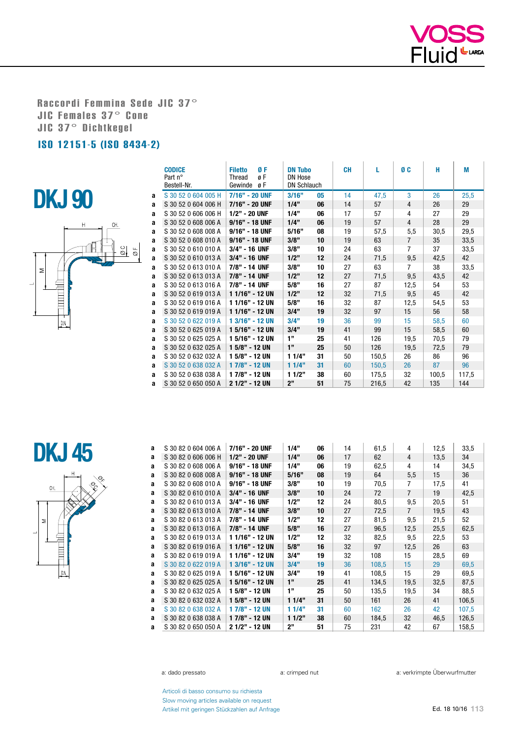Raccordi Femmina Sede JIC 37°
JIC Females 37° Cone
JIC 37° Dichtkegel

## ISO 12151-5 (ISO 8434-2)

## DKJ 90

| | CODICE Part n° Bestell-Nr. | Filetto Ø F Thread ø F Gewinde ø F | DN Tubo DN Hose DN Schlauch | | CH | L | Ø C | H | M |
|---|---|---|---|---|---|---|---|---|---|
| a | S 30 52 0 604 005 H | 7/16" - 20 UNF | 3/16" | 05 | 14 | 47,5 | 3 | 26 | 25,5 |
| a | S 30 52 0 604 006 H | 7/16" - 20 UNF | 1/4" | 06 | 14 | 57 | 4 | 26 | 29 |
| a | S 30 52 0 606 006 H | 1/2" - 20 UNF | 1/4" | 06 | 17 | 57 | 4 | 27 | 29 |
| a | S 30 52 0 608 006 A | 9/16" - 18 UNF | 1/4" | 06 | 19 | 57 | 4 | 28 | 29 |
| a | S 30 52 0 608 008 A | 9/16" - 18 UNF | 5/16" | 08 | 19 | 57,5 | 5,5 | 30,5 | 29,5 |
| a | S 30 52 0 608 010 A | 9/16" - 18 UNF | 3/8" | 10 | 19 | 63 | 7 | 35 | 33,5 |
| a | S 30 52 0 610 010 A | 3/4" - 16 UNF | 3/8" | 10 | 24 | 63 | 7 | 37 | 33,5 |
| a | S 30 52 0 610 013 A | 3/4" - 16 UNF | 1/2" | 12 | 24 | 71,5 | 9,5 | 42,5 | 42 |
| a | S 30 52 0 613 010 A | 7/8" - 14 UNF | 3/8" | 10 | 27 | 63 | 7 | 38 | 33,5 |
| a | S 30 52 0 613 013 A | 7/8" - 14 UNF | 1/2" | 12 | 27 | 71,5 | 9,5 | 43,5 | 42 |
| a | S 30 52 0 613 016 A | 7/8" - 14 UNF | 5/8" | 16 | 27 | 87 | 12,5 | 54 | 53 |
| a | S 30 52 0 619 013 A | 1 1/16" - 12 UN | 1/2" | 12 | 32 | 71,5 | 9,5 | 45 | 42 |
| a | S 30 52 0 619 016 A | 1 1/16" - 12 UN | 5/8" | 16 | 32 | 87 | 12,5 | 54,5 | 53 |
| a | S 30 52 0 619 019 A | 1 1/16" - 12 UN | 3/4" | 19 | 32 | 97 | 15 | 56 | 58 |
| a | S 30 52 0 622 019 A | 1 3/16" - 12 UN | 3/4" | 19 | 36 | 99 | 15 | 58,5 | 60 |
| a | S 30 52 0 625 019 A | 1 5/16" - 12 UN | 3/4" | 19 | 41 | 99 | 15 | 58,5 | 60 |
| a | S 30 52 0 625 025 A | 1 5/16" - 12 UN | 1" | 25 | 41 | 126 | 19,5 | 70,5 | 79 |
| a | S 30 52 0 632 025 A | 1 5/8" - 12 UN | 1" | 25 | 50 | 126 | 19,5 | 72,5 | 79 |
| a | S 30 52 0 632 032 A | 1 5/8" - 12 UN | 1 1/4" | 31 | 50 | 150,5 | 26 | 86 | 96 |
| a | S 30 52 0 638 032 A | 1 7/8" - 12 UN | 1 1/4" | 31 | 60 | 150,5 | 26 | 87 | 96 |
| a | S 30 52 0 638 038 A | 1 7/8" - 12 UN | 1 1/2" | 38 | 60 | 175,5 | 32 | 100,5 | 117,5 |
| a | S 30 52 0 650 050 A | 2 1/2" - 12 UN | 2" | 51 | 75 | 216,5 | 42 | 135 | 144 |

## DKJ 45

| | CODICE Part n° Bestell-Nr. | Filetto Ø F Thread ø F Gewinde ø F | DN Tubo DN Hose DN Schlauch | | CH | L | Ø C | H | M |
|---|---|---|---|---|---|---|---|---|---|
| a | S 30 82 0 604 006 A | 7/16" - 20 UNF | 1/4" | 06 | 14 | 61,5 | 4 | 12,5 | 33,5 |
| a | S 30 82 0 606 006 H | 1/2" - 20 UNF | 1/4" | 06 | 17 | 62 | 4 | 13,5 | 34 |
| a | S 30 82 0 608 006 A | 9/16" - 18 UNF | 1/4" | 06 | 19 | 62,5 | 4 | 14 | 34,5 |
| a | S 30 82 0 608 008 A | 9/16" - 18 UNF | 5/16" | 08 | 19 | 64 | 5,5 | 15 | 36 |
| a | S 30 82 0 608 010 A | 9/16" - 18 UNF | 3/8" | 10 | 19 | 70,5 | 7 | 17,5 | 41 |
| a | S 30 82 0 610 010 A | 3/4" - 16 UNF | 3/8" | 10 | 24 | 72 | 7 | 19 | 42,5 |
| a | S 30 82 0 610 013 A | 3/4" - 16 UNF | 1/2" | 12 | 24 | 80,5 | 9,5 | 20,5 | 51 |
| a | S 30 82 0 613 010 A | 7/8" - 14 UNF | 3/8" | 10 | 27 | 72,5 | 7 | 19,5 | 43 |
| a | S 30 82 0 613 013 A | 7/8" - 14 UNF | 1/2" | 12 | 27 | 81,5 | 9,5 | 21,5 | 52 |
| a | S 30 82 0 613 016 A | 7/8" - 14 UNF | 5/8" | 16 | 27 | 96,5 | 12,5 | 25,5 | 62,5 |
| a | S 30 82 0 619 013 A | 1 1/16" - 12 UN | 1/2" | 12 | 32 | 82,5 | 9,5 | 22,5 | 53 |
| a | S 30 82 0 619 016 A | 1 1/16" - 12 UN | 5/8" | 16 | 32 | 97 | 12,5 | 26 | 63 |
| a | S 30 82 0 619 019 A | 1 1/16" - 12 UN | 3/4" | 19 | 32 | 108 | 15 | 28,5 | 69 |
| a | S 30 82 0 622 019 A | 1 3/16" - 12 UN | 3/4" | 19 | 36 | 108,5 | 15 | 29 | 69,5 |
| a | S 30 82 0 625 019 A | 1 5/16" - 12 UN | 3/4" | 19 | 41 | 108,5 | 15 | 29 | 69,5 |
| a | S 30 82 0 625 025 A | 1 5/16" - 12 UN | 1" | 25 | 41 | 134,5 | 19,5 | 32,5 | 87,5 |
| a | S 30 82 0 632 025 A | 1 5/8" - 12 UN | 1" | 25 | 50 | 135,5 | 19,5 | 34 | 88,5 |
| a | S 30 82 0 632 032 A | 1 5/8" - 12 UN | 1 1/4" | 31 | 50 | 161 | 26 | 41 | 106,5 |
| a | S 30 82 0 638 032 A | 1 7/8" - 12 UN | 1 1/4" | 31 | 60 | 162 | 26 | 42 | 107,5 |
| a | S 30 82 0 638 038 A | 1 7/8" - 12 UN | 1 1/2" | 38 | 60 | 184,5 | 32 | 46,5 | 126,5 |
| a | S 30 82 0 650 050 A | 2 1/2" - 12 UN | 2" | 51 | 75 | 231 | 42 | 67 | 158,5 |

a: dado pressato — a: crimped nut — a: verkrimpte Überwurfmutter

Articoli di basso consumo su richiesta
Slow moving articles available on request
Artikel mit geringen Stückzahlen auf Anfrage

Ed. 18 10/16